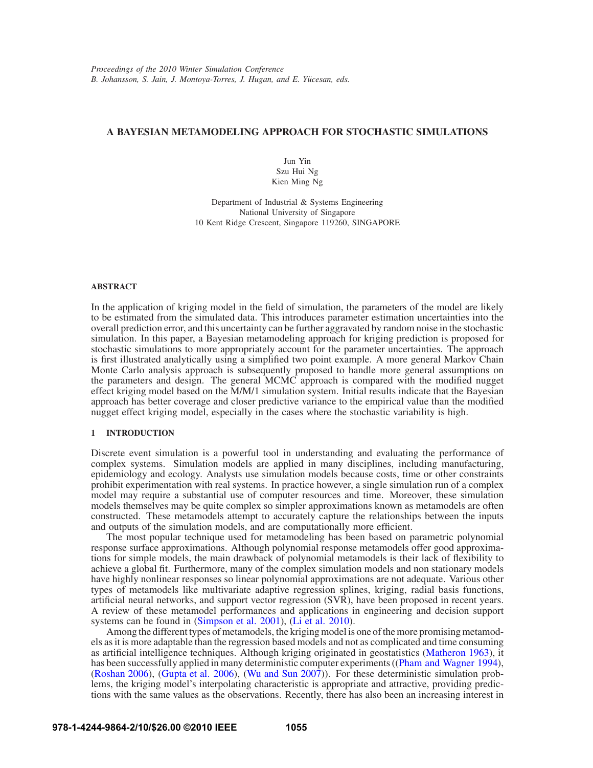Proceedings of the 2010 Winter Simulation Conference
B. Johansson, S. Jain, J. Montoya-Torres, J. Hugan, and E. Yücesan, eds.

# A BAYESIAN METAMODELING APPROACH FOR STOCHASTIC SIMULATIONS

Jun Yin
Szu Hui Ng
Kien Ming Ng

Department of Industrial & Systems Engineering
National University of Singapore
10 Kent Ridge Crescent, Singapore 119260, SINGAPORE

## ABSTRACT

In the application of kriging model in the field of simulation, the parameters of the model are likely to be estimated from the simulated data. This introduces parameter estimation uncertainties into the overall prediction error, and this uncertainty can be further aggravated by random noise in the stochastic simulation. In this paper, a Bayesian metamodeling approach for kriging prediction is proposed for stochastic simulations to more appropriately account for the parameter uncertainties. The approach is first illustrated analytically using a simplified two point example. A more general Markov Chain Monte Carlo analysis approach is subsequently proposed to handle more general assumptions on the parameters and design. The general MCMC approach is compared with the modified nugget effect kriging model based on the M/M/1 simulation system. Initial results indicate that the Bayesian approach has better coverage and closer predictive variance to the empirical value than the modified nugget effect kriging model, especially in the cases where the stochastic variability is high.

## 1 INTRODUCTION

Discrete event simulation is a powerful tool in understanding and evaluating the performance of complex systems. Simulation models are applied in many disciplines, including manufacturing, epidemiology and ecology. Analysts use simulation models because costs, time or other constraints prohibit experimentation with real systems. In practice however, a single simulation run of a complex model may require a substantial use of computer resources and time. Moreover, these simulation models themselves may be quite complex so simpler approximations known as metamodels are often constructed. These metamodels attempt to accurately capture the relationships between the inputs and outputs of the simulation models, and are computationally more efficient.

The most popular technique used for metamodeling has been based on parametric polynomial response surface approximations. Although polynomial response metamodels offer good approximations for simple models, the main drawback of polynomial metamodels is their lack of flexibility to achieve a global fit. Furthermore, many of the complex simulation models and non stationary models have highly nonlinear responses so linear polynomial approximations are not adequate. Various other types of metamodels like multivariate adaptive regression splines, kriging, radial basis functions, artificial neural networks, and support vector regression (SVR), have been proposed in recent years. A review of these metamodel performances and applications in engineering and decision support systems can be found in (Simpson et al. 2001), (Li et al. 2010).

Among the different types of metamodels, the kriging model is one of the more promising metamodels as it is more adaptable than the regression based models and not as complicated and time consuming as artificial intelligence techniques. Although kriging originated in geostatistics (Matheron 1963), it has been successfully applied in many deterministic computer experiments ((Pham and Wagner 1994), (Roshan 2006), (Gupta et al. 2006), (Wu and Sun 2007)). For these deterministic simulation problems, the kriging model's interpolating characteristic is appropriate and attractive, providing predictions with the same values as the observations. Recently, there has also been an increasing interest in

978-1-4244-9864-2/10/$26.00 ©2010 IEEE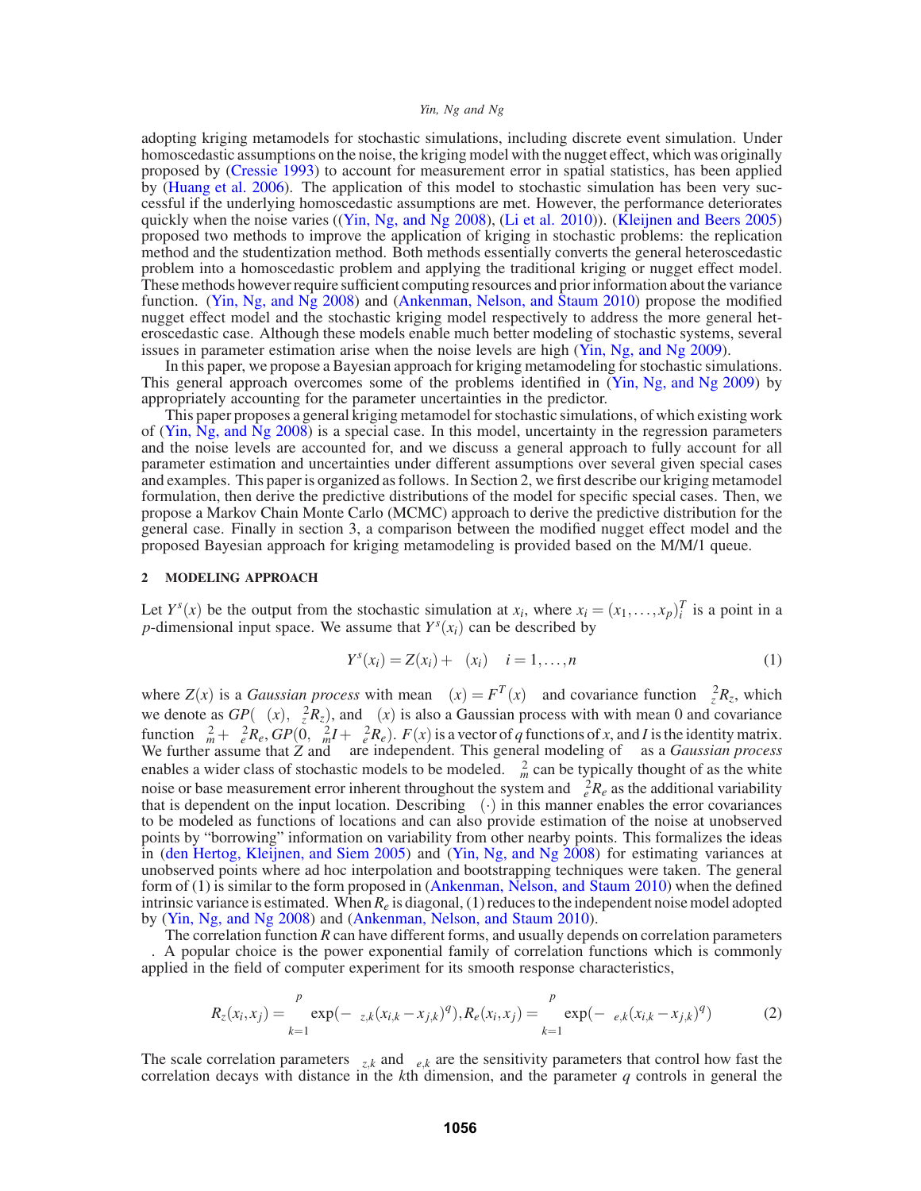adopting kriging metamodels for stochastic simulations, including discrete event simulation. Under homoscedastic assumptions on the noise, the kriging model with the nugget effect, which was originally proposed by (Cressie 1993) to account for measurement error in spatial statistics, has been applied by (Huang et al. 2006). The application of this model to stochastic simulation has been very successful if the underlying homoscedastic assumptions are met. However, the performance deteriorates quickly when the noise varies ((Yin, Ng, and Ng 2008), (Li et al. 2010)). (Kleijnen and Beers 2005) proposed two methods to improve the application of kriging in stochastic problems: the replication method and the studentization method. Both methods essentially converts the general heteroscedastic problem into a homoscedastic problem and applying the traditional kriging or nugget effect model. These methods however require sufficient computing resources and prior information about the variance function. (Yin, Ng, and Ng 2008) and (Ankenman, Nelson, and Staum 2010) propose the modified nugget effect model and the stochastic kriging model respectively to address the more general heteroscedastic case. Although these models enable much better modeling of stochastic systems, several issues in parameter estimation arise when the noise levels are high (Yin, Ng, and Ng 2009).

In this paper, we propose a Bayesian approach for kriging metamodeling for stochastic simulations. This general approach overcomes some of the problems identified in (Yin, Ng, and Ng 2009) by appropriately accounting for the parameter uncertainties in the predictor.

This paper proposes a general kriging metamodel for stochastic simulations, of which existing work of (Yin, Ng, and Ng 2008) is a special case. In this model, uncertainty in the regression parameters and the noise levels are accounted for, and we discuss a general approach to fully account for all parameter estimation and uncertainties under different assumptions over several given special cases and examples. This paper is organized as follows. In Section 2, we first describe our kriging metamodel formulation, then derive the predictive distributions of the model for specific special cases. Then, we propose a Markov Chain Monte Carlo (MCMC) approach to derive the predictive distribution for the general case. Finally in section 3, a comparison between the modified nugget effect model and the proposed Bayesian approach for kriging metamodeling is provided based on the M/M/1 queue.

## 2 MODELING APPROACH

Let $Y^s(x)$ be the output from the stochastic simulation at $x_i$, where $x_i = (x_1, \ldots, x_p)_i^T$ is a point in a $p$-dimensional input space. We assume that $Y^s(x_i)$ can be described by

$$Y^s(x_i) = Z(x_i) + \varepsilon(x_i) \quad i = 1, \ldots, n \tag{1}$$

where $Z(x)$ is a *Gaussian process* with mean $\mu(x) = F^T(x)\beta$ and covariance function $\sigma_z^2 R_z$, which we denote as $GP(\mu(x), \sigma_z^2 R_z)$, and $\varepsilon(x)$ is also a Gaussian process with mean 0 and covariance function $\sigma_m^2 + \sigma_e^2 R_e$, $GP(0, \sigma_m^2 I + \sigma_e^2 R_e)$. $F(x)$ is a vector of $q$ functions of $x$, and $I$ is the identity matrix. We further assume that $Z$ and $\varepsilon$ are independent. This general modeling of $\varepsilon$ as a *Gaussian process* enables a wider class of stochastic models to be modeled. $\sigma_m^2$ can be typically thought of as the white noise or base measurement error inherent throughout the system and $\sigma_e^2 R_e$ as the additional variability that is dependent on the input location. Describing $\varepsilon(\cdot)$ in this manner enables the error covariances to be modeled as functions of locations and can also provide estimation of the noise at unobserved points by "borrowing" information on variability from other nearby points. This formalizes the ideas in (den Hertog, Kleijnen, and Siem 2005) and (Yin, Ng, and Ng 2008) for estimating variances at unobserved points where ad hoc interpolation and bootstrapping techniques were taken. The general form of (1) is similar to the form proposed in (Ankenman, Nelson, and Staum 2010) when the defined intrinsic variance is estimated. When $R_e$ is diagonal, (1) reduces to the independent noise model adopted by (Yin, Ng, and Ng 2008) and (Ankenman, Nelson, and Staum 2010).

The correlation function $R$ can have different forms, and usually depends on correlation parameters $\theta$. A popular choice is the power exponential family of correlation functions which is commonly applied in the field of computer experiment for its smooth response characteristics,

$$R_z(x_i, x_j) = \prod_{k=1}^{p} \exp(-\theta_{z,k}(x_{i,k} - x_{j,k})^q), R_e(x_i, x_j) = \prod_{k=1}^{p} \exp(-\theta_{e,k}(x_{i,k} - x_{j,k})^q) \tag{2}$$

The scale correlation parameters $\theta_{z,k}$ and $\theta_{e,k}$ are the sensitivity parameters that control how fast the correlation decays with distance in the $k$th dimension, and the parameter $q$ controls in general the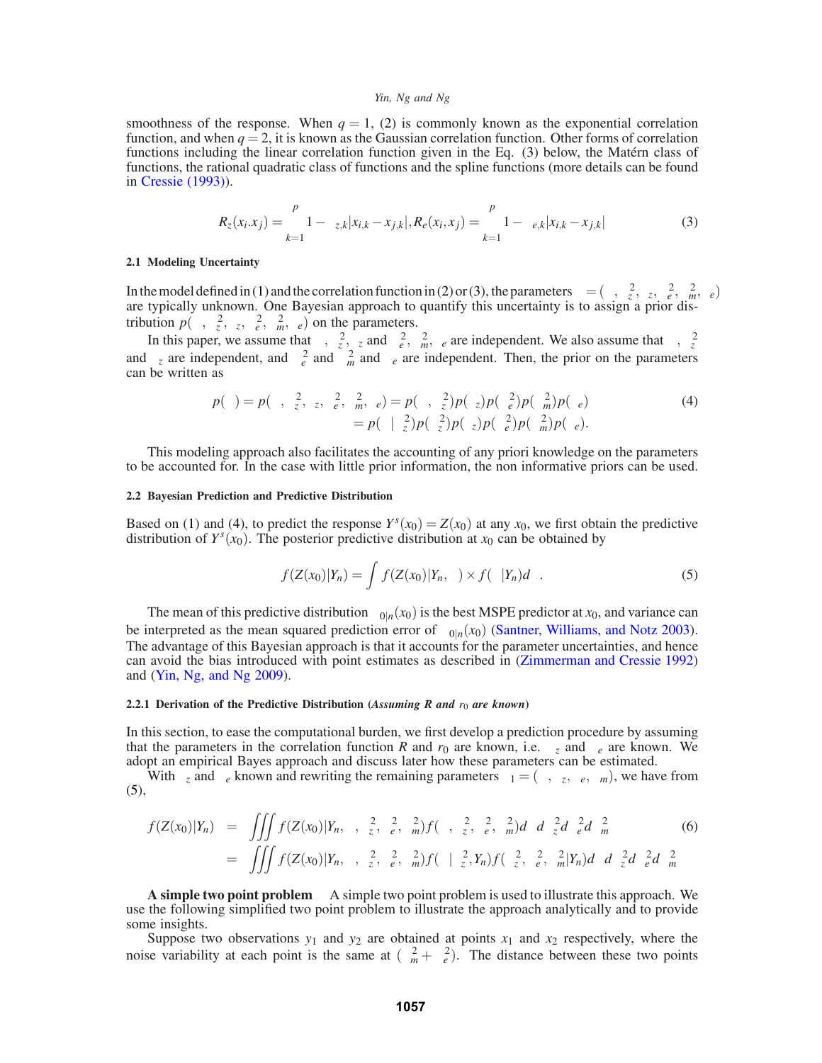smoothness of the response. When $q = 1$, (2) is commonly known as the exponential correlation function, and when $q = 2$, it is known as the Gaussian correlation function. Other forms of correlation functions including the linear correlation function given in the Eq. (3) below, the Matérn class of functions, the rational quadratic class of functions and the spline functions (more details can be found in Cressie (1993)).

$$R_z(x_i.x_j) = \prod_{k=1}^{p} 1 - \theta_{z,k}|x_{i,k} - x_{j,k}|, R_e(x_i,x_j) = \prod_{k=1}^{p} 1 - \theta_{e,k}|x_{i,k} - x_{j,k}| \tag{3}$$

### 2.1 Modeling Uncertainty

In the model defined in (1) and the correlation function in (2) or (3), the parameters $\Theta = (\beta, \sigma_z^2, \theta_z, \sigma_e^2, \sigma_m^2, \theta_e)$ are typically unknown. One Bayesian approach to quantify this uncertainty is to assign a prior distribution $p(\beta, \sigma_z^2, \theta_z, \sigma_e^2, \sigma_m^2, \theta_e)$ on the parameters.

In this paper, we assume that $\beta, \sigma_z^2, \theta_z$ and $\sigma_e^2, \sigma_m^2, \theta_e$ are independent. We also assume that $\beta, \sigma_z^2$ and $\theta_z$ are independent, and $\sigma_e^2$ and $\sigma_m^2$ and $\theta_e$ are independent. Then, the prior on the parameters can be written as

$$\begin{aligned} p(\Theta) = p(\beta, \sigma_z^2, \theta_z, \sigma_e^2, \sigma_m^2, \theta_e) &= p(\beta, \sigma_z^2)p(\theta_z)p(\sigma_e^2)p(\sigma_m^2)p(\theta_e) \\ &= p(\beta \mid \sigma_z^2)p(\sigma_z^2)p(\theta_z)p(\sigma_e^2)p(\sigma_m^2)p(\theta_e). \end{aligned} \tag{4}$$

This modeling approach also facilitates the accounting of any priori knowledge on the parameters to be accounted for. In the case with little prior information, the non informative priors can be used.

### 2.2 Bayesian Prediction and Predictive Distribution

Based on (1) and (4), to predict the response $Y^s(x_0) = Z(x_0)$ at any $x_0$, we first obtain the predictive distribution of $Y^s(x_0)$. The posterior predictive distribution at $x_0$ can be obtained by

$$f(Z(x_0)|Y_n) = \int f(Z(x_0)|Y_n, \Theta) \times f(\Theta|Y_n)d\Theta. \tag{5}$$

The mean of this predictive distribution $\mu_{0|n}(x_0)$ is the best MSPE predictor at $x_0$, and variance can be interpreted as the mean squared prediction error of $\mu_{0|n}(x_0)$ (Santner, Williams, and Notz 2003). The advantage of this Bayesian approach is that it accounts for the parameter uncertainties, and hence can avoid the bias introduced with point estimates as described in (Zimmerman and Cressie 1992) and (Yin, Ng, and Ng 2009).

#### 2.2.1 Derivation of the Predictive Distribution (*Assuming R and $r_0$ are known*)

In this section, to ease the computational burden, we first develop a prediction procedure by assuming that the parameters in the correlation function $R$ and $r_0$ are known, i.e. $\theta_z$ and $\theta_e$ are known. We adopt an empirical Bayes approach and discuss later how these parameters can be estimated.

With $\theta_z$ and $\theta_e$ known and rewriting the remaining parameters $\Theta_1 = (\beta, \sigma_z, \sigma_e, \sigma_m)$, we have from (5),

$$\begin{aligned} f(Z(x_0)|Y_n) &= \iiint f(Z(x_0)|Y_n, \beta, \sigma_z^2, \sigma_e^2, \sigma_m^2)f(\beta, \sigma_z^2, \sigma_e^2, \sigma_m^2)d\beta d\sigma_z^2 d\sigma_e^2 d\sigma_m^2 \\ &= \iiint f(Z(x_0)|Y_n, \beta, \sigma_z^2, \sigma_e^2, \sigma_m^2)f(\beta \mid \sigma_z^2, Y_n)f(\sigma_z^2, \sigma_e^2, \sigma_m^2|Y_n)d\beta d\sigma_z^2 d\sigma_e^2 d\sigma_m^2 \end{aligned} \tag{6}$$

**A simple two point problem** A simple two point problem is used to illustrate this approach. We use the following simplified two point problem to illustrate the approach analytically and to provide some insights.

Suppose two observations $y_1$ and $y_2$ are obtained at points $x_1$ and $x_2$ respectively, where the noise variability at each point is the same at $(\sigma_m^2 + \sigma_e^2)$. The distance between these two points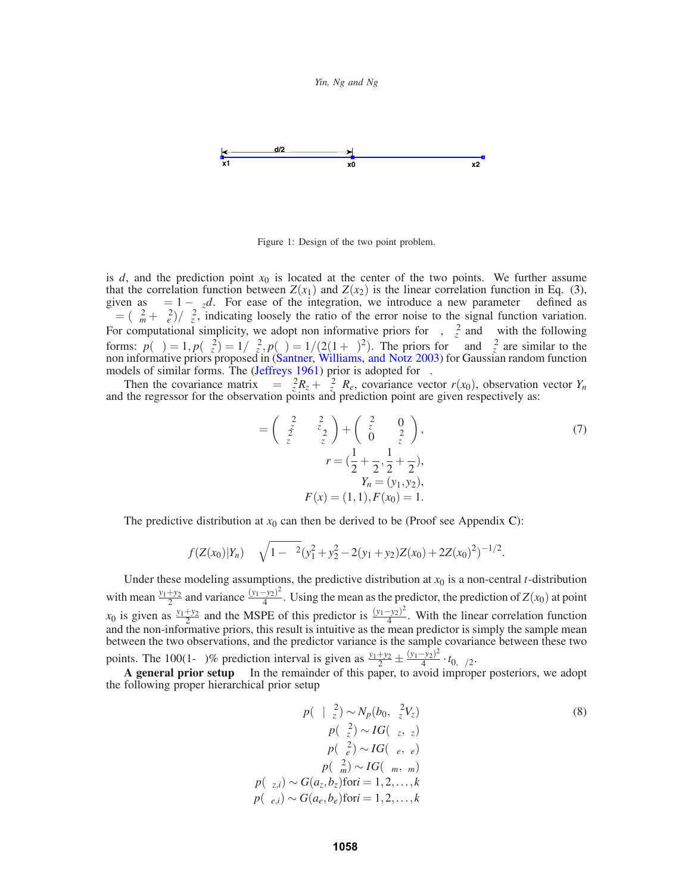Figure 1: Design of the two point problem.

is $d$, and the prediction point $x_0$ is located at the center of the two points. We further assume that the correlation function between $Z(x_1)$ and $Z(x_2)$ is the linear correlation function in Eq. (3), given as $\rho = 1 - \theta_z d$. For ease of the integration, we introduce a new parameter $\eta$ defined as $\eta = (\sigma_m^2 + \sigma_e^2)/\sigma_z^2$, indicating loosely the ratio of the error noise to the signal function variation. For computational simplicity, we adopt non informative priors for $\beta$, $\sigma_z^2$ and $\eta$ with the following forms: $p(\beta) = 1, p(\sigma_z^2) = 1/\sigma_z^2, p(\eta) = 1/(2(1+\eta)^2)$. The priors for $\beta$ and $\sigma_z^2$ are similar to the non informative priors proposed in (Santner, Williams, and Notz 2003) for Gaussian random function models of similar forms. The (Jeffreys 1961) prior is adopted for $\eta$.

Then the covariance matrix $\Sigma = \sigma_z^2 R_z + \eta\sigma_z^2 R_e$, covariance vector $r(x_0)$, observation vector $Y_n$ and the regressor for the observation points and prediction point are given respectively as:

$$
\begin{aligned}
\Sigma &= \begin{pmatrix} \sigma_z^2 & \rho\sigma_z^2 \\ \rho\sigma_z^2 & \sigma_z^2 \end{pmatrix} + \begin{pmatrix} \eta\sigma_z^2 & 0 \\ 0 & \eta\sigma_z^2 \end{pmatrix}, \\
r &= \left(\frac{1}{2} + \frac{\rho}{2}, \frac{1}{2} + \frac{\rho}{2}\right), \\
Y_n &= (y_1, y_2), \\
F(x) &= (1,1), F(x_0) = 1.
\end{aligned}
\tag{7}
$$

The predictive distribution at $x_0$ can then be derived to be (Proof see Appendix C):

$$
f(Z(x_0)|Y_n) \propto \sqrt{1-\rho^2}(y_1^2 + y_2^2 - 2(y_1+y_2)Z(x_0) + 2Z(x_0)^2)^{-1/2}.
$$

Under these modeling assumptions, the predictive distribution at $x_0$ is a non-central $t$-distribution with mean $\frac{y_1+y_2}{2}$ and variance $\frac{(y_1-y_2)^2}{4}$. Using the mean as the predictor, the prediction of $Z(x_0)$ at point $x_0$ is given as $\frac{y_1+y_2}{2}$ and the MSPE of this predictor is $\frac{(y_1-y_2)^2}{4}$. With the linear correlation function and the non-informative priors, this result is intuitive as the mean predictor is simply the sample mean between the two observations, and the predictor variance is the sample covariance between these two points. The 100(1-$\alpha$)% prediction interval is given as $\frac{y_1+y_2}{2} \pm \frac{(y_1-y_2)^2}{4} \cdot t_{0,\alpha/2}$.

**A general prior setup** In the remainder of this paper, to avoid improper posteriors, we adopt the following proper hierarchical prior setup

$$
\begin{aligned}
p(\beta \mid \sigma_z^2) &\sim N_p(b_0, \sigma_z^2 V_z) \\
p(\sigma_z^2) &\sim IG(\alpha_z, \gamma_z) \\
p(\sigma_e^2) &\sim IG(\alpha_e, \gamma_e) \\
p(\sigma_m^2) &\sim IG(\alpha_m, \gamma_m) \\
p(\theta_{z,i}) &\sim G(a_z, b_z) \text{for} i = 1,2,\ldots,k \\
p(\theta_{e,i}) &\sim G(a_e, b_e) \text{for} i = 1,2,\ldots,k
\end{aligned}
\tag{8}
$$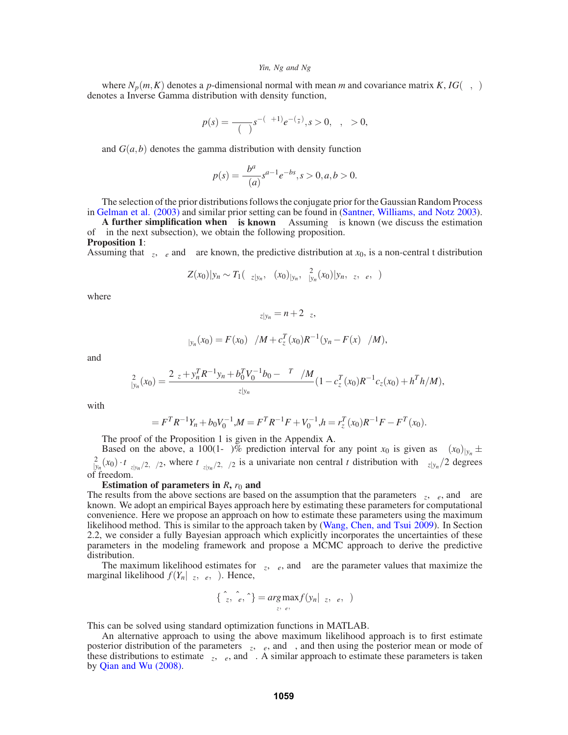where $N_p(m,K)$ denotes a $p$-dimensional normal with mean $m$ and covariance matrix $K$, $IG(\ ,\ )$ denotes a Inverse Gamma distribution with density function,

$$p(s) = \frac{}{(\ )} s^{-(\ +1)} e^{-(\frac{}{s})}, s > 0, \quad , \quad > 0,$$

and $G(a,b)$ denotes the gamma distribution with density function

$$p(s) = \frac{b^a}{(a)} s^{a-1} e^{-bs}, s > 0, a, b > 0.$$

The selection of the prior distributions follows the conjugate prior for the Gaussian Random Process in Gelman et al. (2003) and similar prior setting can be found in (Santner, Williams, and Notz 2003).

**A further simplification when is known** Assuming is known (we discuss the estimation of in the next subsection), we obtain the following proposition.

**Proposition 1**:
Assuming that $_z$, $_e$ and are known, the predictive distribution at $x_0$, is a non-central t distribution

$$Z(x_0)|y_n \sim T_1(\ _{z|y_n},\ (x_0)_{|y_n},\ ^2_{|y_n}(x_0)|y_n,\ _z,\ _e,\ )$$

where

$$_{z|y_n} = n + 2\ _z,$$

$$_{|y_n}(x_0) = F(x_0)\ /M + c_z^T(x_0) R^{-1}(y_n - F(x)\ /M),$$

and

$$^2_{|y_n}(x_0) = \frac{2\ _z + y_n^T R^{-1} y_n + b_0^T V_0^{-1} b_0 -\ ^T\ /M}{_{z|y_n}} (1 - c_z^T(x_0) R^{-1} c_z(x_0) + h^T h/M),$$

with

$$= F^T R^{-1} Y_n + b_0 V_0^{-1}, M = F^T R^{-1} F + V_0^{-1}, h = r_z^T(x_0) R^{-1} F - F^T(x_0).$$

The proof of the Proposition 1 is given in the Appendix A.

Based on the above, a 100(1- )% prediction interval for any point $x_0$ is given as $(x_0)_{|y_n} \pm\ ^2_{|y_n}(x_0) \cdot t_{\ _{z|y_n}/2,\ /2}$, where $t_{\ _{z|y_n}/2,\ /2}$ is a univariate non central $t$ distribution with $_{z|y_n}/2$ degrees of freedom.

**Estimation of parameters in $R$, $r_0$ and**
The results from the above sections are based on the assumption that the parameters $_z$, $_e$, and are known. We adopt an empirical Bayes approach here by estimating these parameters for computational convenience. Here we propose an approach on how to estimate these parameters using the maximum likelihood method. This is similar to the approach taken by (Wang, Chen, and Tsui 2009). In Section 2.2, we consider a fully Bayesian approach which explicitly incorporates the uncertainties of these parameters in the modeling framework and propose a MCMC approach to derive the predictive distribution.

The maximum likelihood estimates for $_z$, $_e$, and are the parameter values that maximize the marginal likelihood $f(Y_n|\ _z,\ _e,\ )$. Hence,

$$\{\hat{}_z, \hat{}_e, \hat{}\} = \underset{_z,\ _e,\ }{arg\max} f(y_n|\ _z,\ _e,\ )$$

This can be solved using standard optimization functions in MATLAB.

An alternative approach to using the above maximum likelihood approach is to first estimate posterior distribution of the parameters $_z$, $_e$, and , and then using the posterior mean or mode of these distributions to estimate $_z$, $_e$, and . A similar approach to estimate these parameters is taken by Qian and Wu (2008).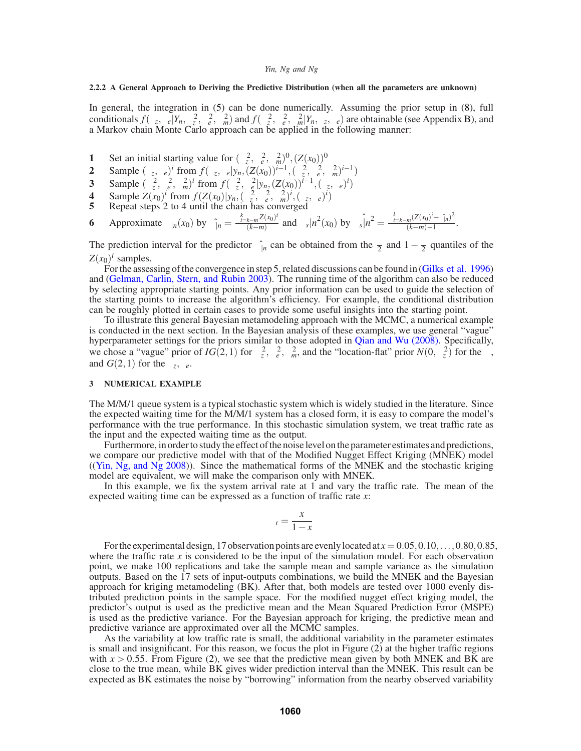### 2.2.2 A General Approach to Deriving the Predictive Distribution (when all the parameters are unknown)

In general, the integration in (5) can be done numerically. Assuming the prior setup in (8), full conditionals $f(\theta_z, \theta_e | Y_n, \sigma_z^2, \sigma_e^2, \sigma_m^2)$ and $f(\sigma_z^2, \sigma_e^2, \sigma_m^2 | Y_n, \theta_z, \theta_e)$ are obtainable (see Appendix B), and a Markov chain Monte Carlo approach can be applied in the following manner:

1. Set an initial starting value for $(\sigma_z^2, \sigma_e^2, \sigma_m^2)^0, (Z(x_0))^0$
2. Sample $(\theta_z, \theta_e)^i$ from $f(\theta_z, \theta_e | y_n, (Z(x_0))^{i-1}, (\sigma_z^2, \sigma_e^2, \sigma_m^2)^{i-1})$
3. Sample $(\sigma_z^2, \sigma_e^2, \sigma_m^2)^i$ from $f(\sigma_z^2, \sigma_e^2 | y_n, (Z(x_0))^{i-1}, (\theta_z, \theta_e)^i)$
4. Sample $Z(x_0)^i$ from $f(Z(x_0) | y_n, (\sigma_z^2, \sigma_e^2, \sigma_m^2)^i, (\theta_z, \theta_e)^i)$
5. Repeat steps 2 to 4 until the chain has converged
6. Approximate $\mu_{|n}(x_0)$ by $\hat{\mu}_{|n} = \frac{\sum_{i=k-m}^{k} Z(x_0)^i}{(k-m)}$ and $\sigma_{s|n}^2(x_0)$ by $\hat{\sigma}_{s|n}^2 = \frac{\sum_{i=k-m}^{k} (Z(x_0)^i - \hat{\mu}_{|n})^2}{(k-m)-1}$.

The prediction interval for the predictor $\hat{\mu}_{|n}$ can be obtained from the $\frac{\alpha}{2}$ and $1-\frac{\alpha}{2}$ quantiles of the $Z(x_0)^i$ samples.

For the assessing of the convergence in step 5, related discussions can be found in (Gilks et al. 1996) and (Gelman, Carlin, Stern, and Rubin 2003). The running time of the algorithm can also be reduced by selecting appropriate starting points. Any prior information can be used to guide the selection of the starting points to increase the algorithm's efficiency. For example, the conditional distribution can be roughly plotted in certain cases to provide some useful insights into the starting point.

To illustrate this general Bayesian metamodeling approach with the MCMC, a numerical example is conducted in the next section. In the Bayesian analysis of these examples, we use general "vague" hyperparameter settings for the priors similar to those adopted in Qian and Wu (2008). Specifically, we chose a "vague" prior of $IG(2,1)$ for $\sigma_z^2$, $\sigma_e^2$, $\sigma_m^2$, and the "location-flat" prior $N(0, \sigma_z^2)$ for the $\beta$, and $G(2,1)$ for the $\theta_z$, $\theta_e$.

## 3 NUMERICAL EXAMPLE

The M/M/1 queue system is a typical stochastic system which is widely studied in the literature. Since the expected waiting time for the M/M/1 system has a closed form, it is easy to compare the model's performance with the true performance. In this stochastic simulation system, we treat traffic rate as the input and the expected waiting time as the output.

Furthermore, in order to study the effect of the noise level on the parameter estimates and predictions, we compare our predictive model with that of the Modified Nugget Effect Kriging (MNEK) model ((Yin, Ng, and Ng 2008)). Since the mathematical forms of the MNEK and the stochastic kriging model are equivalent, we will make the comparison only with MNEK.

In this example, we fix the system arrival rate at 1 and vary the traffic rate. The mean of the expected waiting time can be expressed as a function of traffic rate $x$:

$$\mu_t = \frac{x}{1-x}$$

For the experimental design, 17 observation points are evenly located at $x = 0.05, 0.10, \ldots, 0.80, 0.85$, where the traffic rate $x$ is considered to be the input of the simulation model. For each observation point, we make 100 replications and take the sample mean and sample variance as the simulation outputs. Based on the 17 sets of input-outputs combinations, we build the MNEK and the Bayesian approach for kriging metamodeling (BK). After that, both models are tested over 1000 evenly distributed prediction points in the sample space. For the modified nugget effect kriging model, the predictor's output is used as the predictive mean and the Mean Squared Prediction Error (MSPE) is used as the predictive variance. For the Bayesian approach for kriging, the predictive mean and predictive variance are approximated over all the MCMC samples.

As the variability at low traffic rate is small, the additional variability in the parameter estimates is small and insignificant. For this reason, we focus the plot in Figure (2) at the higher traffic regions with $x > 0.55$. From Figure (2), we see that the predictive mean given by both MNEK and BK are close to the true mean, while BK gives wider prediction interval than the MNEK. This result can be expected as BK estimates the noise by "borrowing" information from the nearby observed variability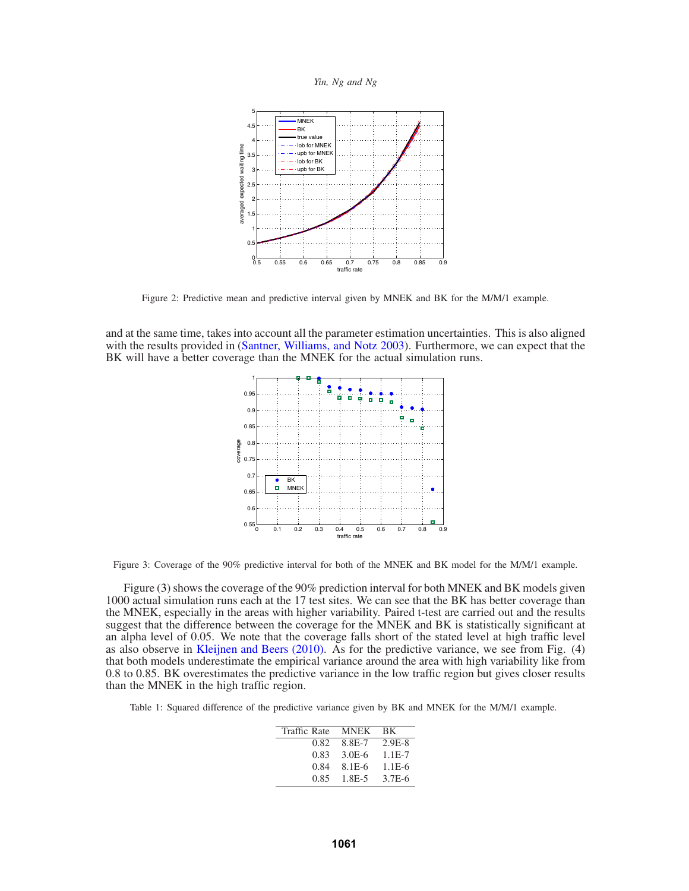Figure 2: Predictive mean and predictive interval given by MNEK and BK for the M/M/1 example.

and at the same time, takes into account all the parameter estimation uncertainties. This is also aligned with the results provided in (Santner, Williams, and Notz 2003). Furthermore, we can expect that the BK will have a better coverage than the MNEK for the actual simulation runs.

Figure 3: Coverage of the 90% predictive interval for both of the MNEK and BK model for the M/M/1 example.

Figure (3) shows the coverage of the 90% prediction interval for both MNEK and BK models given 1000 actual simulation runs each at the 17 test sites. We can see that the BK has better coverage than the MNEK, especially in the areas with higher variability. Paired t-test are carried out and the results suggest that the difference between the coverage for the MNEK and BK is statistically significant at an alpha level of 0.05. We note that the coverage falls short of the stated level at high traffic level as also observe in Kleijnen and Beers (2010). As for the predictive variance, we see from Fig. (4) that both models underestimate the empirical variance around the area with high variability like from 0.8 to 0.85. BK overestimates the predictive variance in the low traffic region but gives closer results than the MNEK in the high traffic region.

Table 1: Squared difference of the predictive variance given by BK and MNEK for the M/M/1 example.

| Traffic Rate | MNEK | BK |
|---|---|---|
| 0.82 | 8.8E-7 | 2.9E-8 |
| 0.83 | 3.0E-6 | 1.1E-7 |
| 0.84 | 8.1E-6 | 1.1E-6 |
| 0.85 | 1.8E-5 | 3.7E-6 |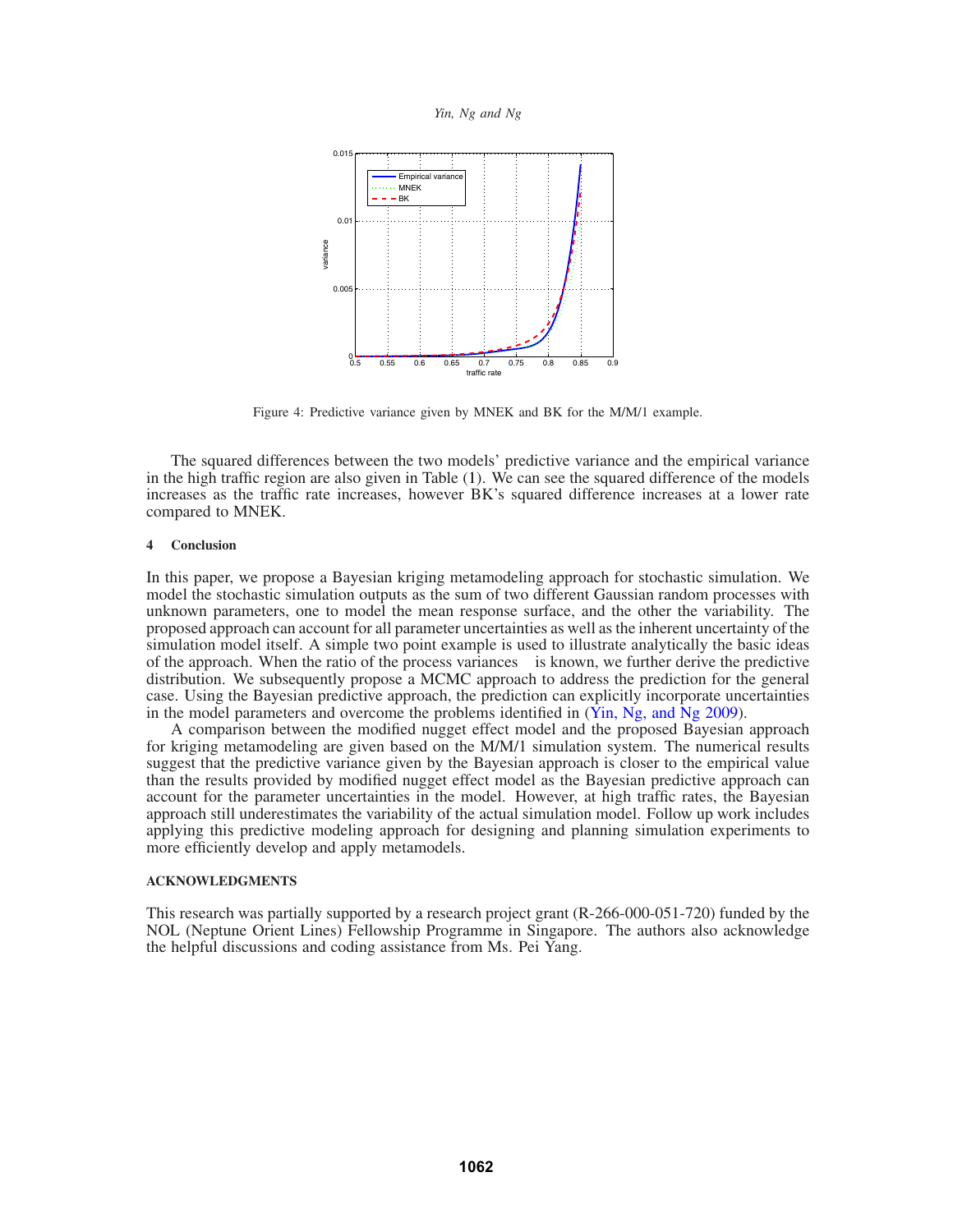Figure 4: Predictive variance given by MNEK and BK for the M/M/1 example.

The squared differences between the two models' predictive variance and the empirical variance in the high traffic region are also given in Table (1). We can see the squared difference of the models increases as the traffic rate increases, however BK's squared difference increases at a lower rate compared to MNEK.

## 4 Conclusion

In this paper, we propose a Bayesian kriging metamodeling approach for stochastic simulation. We model the stochastic simulation outputs as the sum of two different Gaussian random processes with unknown parameters, one to model the mean response surface, and the other the variability. The proposed approach can account for all parameter uncertainties as well as the inherent uncertainty of the simulation model itself. A simple two point example is used to illustrate analytically the basic ideas of the approach. When the ratio of the process variances is known, we further derive the predictive distribution. We subsequently propose a MCMC approach to address the prediction for the general case. Using the Bayesian predictive approach, the prediction can explicitly incorporate uncertainties in the model parameters and overcome the problems identified in (Yin, Ng, and Ng 2009).

A comparison between the modified nugget effect model and the proposed Bayesian approach for kriging metamodeling are given based on the M/M/1 simulation system. The numerical results suggest that the predictive variance given by the Bayesian approach is closer to the empirical value than the results provided by modified nugget effect model as the Bayesian predictive approach can account for the parameter uncertainties in the model. However, at high traffic rates, the Bayesian approach still underestimates the variability of the actual simulation model. Follow up work includes applying this predictive modeling approach for designing and planning simulation experiments to more efficiently develop and apply metamodels.

## ACKNOWLEDGMENTS

This research was partially supported by a research project grant (R-266-000-051-720) funded by the NOL (Neptune Orient Lines) Fellowship Programme in Singapore. The authors also acknowledge the helpful discussions and coding assistance from Ms. Pei Yang.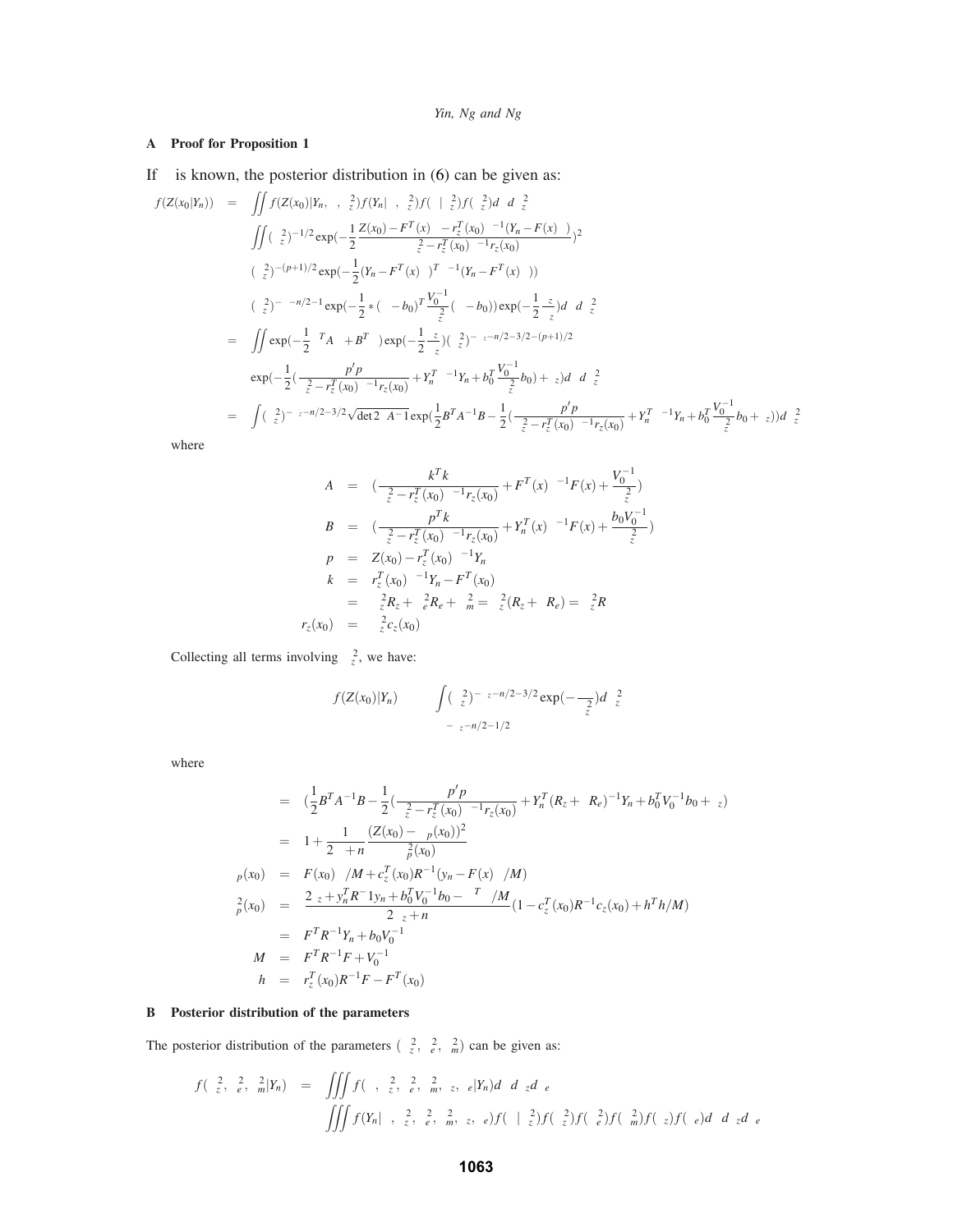## A Proof for Proposition 1

If   is known, the posterior distribution in (6) can be given as:

$$
\begin{aligned}
f(Z(x_0|Y_n)) &= \iint f(Z(x_0)|Y_n, \ , \ _z^2) f(Y_n| \ , \ _z^2) f( \ | \ _z^2) f( \ _z^2) d \ d \ _z^2 \\
& \quad \iint ( \ _z^2)^{-1/2} \exp(-\frac{1}{2} \frac{Z(x_0) - F^T(x) \ - r_z^T(x_0) \ ^{-1}(Y_n - F(x) \ )}{ \ _z^2 - r_z^T(x_0) \ ^{-1} r_z(x_0)})^2 \\
& \quad ( \ _z^2)^{-(p+1)/2} \exp(-\frac{1}{2}(Y_n - F^T(x) \ )^T \ ^{-1}(Y_n - F^T(x) \ )) \\
& \quad ( \ _z^2)^{- \ -n/2-1} \exp(-\frac{1}{2} * ( \ - b_0)^T \frac{V_0^{-1}}{ \ _z^2}( \ - b_0)) \exp(-\frac{1}{2} \frac{ \ _z}{ \ _z}) d \ d \ _z^2 \\
&= \iint \exp(-\frac{1}{2} \ ^T A \ + B^T \ ) \exp(-\frac{1}{2} \frac{ \ _z}{ \ _z})( \ _z^2)^{- \ _z - n/2 - 3/2 - (p+1)/2} \\
& \quad \exp(-\frac{1}{2}(\frac{p'p}{ \ _z^2 - r_z^T(x_0) \ ^{-1} r_z(x_0)} + Y_n^T \ ^{-1} Y_n + b_0^T \frac{V_0^{-1}}{ \ _z^2} b_0) + \ _z) d \ d \ _z^2 \\
&= \int ( \ _z^2)^{- \ _z - n/2 - 3/2} \sqrt{\det 2 \ A^{-1}} \exp(\frac{1}{2} B^T A^{-1} B - \frac{1}{2}(\frac{p'p}{ \ _z^2 - r_z^T(x_0) \ ^{-1} r_z(x_0)} + Y_n^T \ ^{-1} Y_n + b_0^T \frac{V_0^{-1}}{ \ _z^2} b_0 + \ _z)) d \ _z^2
\end{aligned}
$$

where

$$
\begin{aligned}
A &= (\frac{k^T k}{ \ _z^2 - r_z^T(x_0) \ ^{-1} r_z(x_0)} + F^T(x) \ ^{-1} F(x) + \frac{V_0^{-1}}{ \ _z^2}) \\
B &= (\frac{p^T k}{ \ _z^2 - r_z^T(x_0) \ ^{-1} r_z(x_0)} + Y_n^T(x) \ ^{-1} F(x) + \frac{b_0 V_0^{-1}}{ \ _z^2}) \\
p &= Z(x_0) - r_z^T(x_0) \ ^{-1} Y_n \\
k &= r_z^T(x_0) \ ^{-1} Y_n - F^T(x_0) \\
 &= \ _z^2 R_z + \ _e^2 R_e + \ _m^2 = \ _z^2(R_z + \ R_e) = \ _z^2 R \\
r_z(x_0) &= \ _z^2 c_z(x_0)
\end{aligned}
$$

Collecting all terms involving $\ _z^2$, we have:

$$
\begin{aligned}
f(Z(x_0)|Y_n) & \quad \int ( \ _z^2)^{- \ _z - n/2 - 3/2} \exp(- \frac{ }{ \ _z^2}) d \ _z^2 \\
& \quad ^{- \ _z - n/2 - 1/2}
\end{aligned}
$$

where

$$
\begin{aligned}
 &= (\frac{1}{2} B^T A^{-1} B - \frac{1}{2}(\frac{p'p}{ \ _z^2 - r_z^T(x_0) \ ^{-1} r_z(x_0)} + Y_n^T(R_z + \ R_e)^{-1} Y_n + b_0^T V_0^{-1} b_0 + \ _z) \\
 &= 1 + \frac{1}{2 \ + n} \frac{(Z(x_0) - \ _p(x_0))^2}{ \ _p^2(x_0)} \\
 _p(x_0) &= F(x_0) \ /M + c_z^T(x_0) R^{-1}(y_n - F(x) \ /M) \\
 _p^2(x_0) &= \frac{2 \ _z + y_n^T R^- 1 y_n + b_0^T V_0^{-1} b_0 - \ ^T \ /M}{2 \ _z + n}(1 - c_z^T(x_0) R^{-1} c_z(x_0) + h^T h/M) \\
 &= F^T R^{-1} Y_n + b_0 V_0^{-1} \\
M &= F^T R^{-1} F + V_0^{-1} \\
h &= r_z^T(x_0) R^{-1} F - F^T(x_0)
\end{aligned}
$$

## B Posterior distribution of the parameters

The posterior distribution of the parameters $( \ _z^2, \ _e^2, \ _m^2)$ can be given as:

$$
\begin{aligned}
f( \ _z^2, \ _e^2, \ _m^2|Y_n) &= \iiint f( \ , \ _z^2, \ _e^2, \ _m^2, \ _z, \ _e|Y_n) d \ d \ _z d \ _e \\
& \quad \iiint f(Y_n| \ , \ _z^2, \ _e^2, \ _m^2, \ _z, \ _e) f( \ | \ _z^2) f( \ _z^2) f( \ _e^2) f( \ _m^2) f( \ _z) f( \ _e) d \ d \ _z d \ _e
\end{aligned}
$$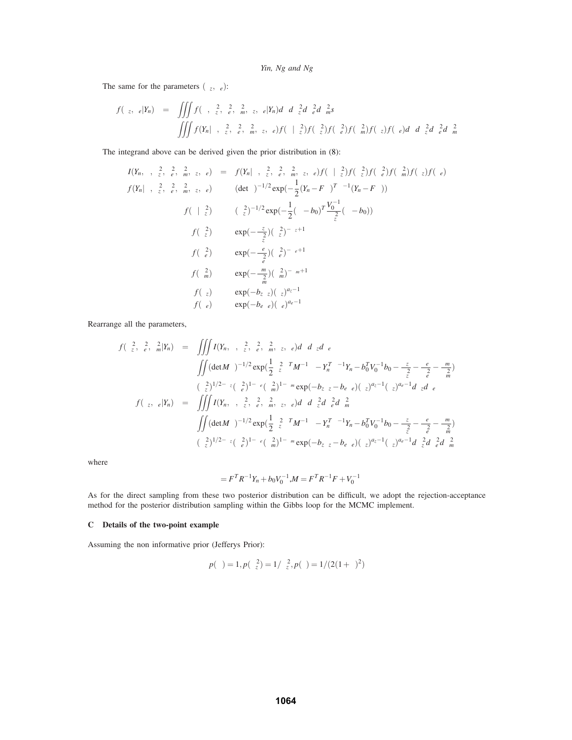The same for the parameters $(\theta_z, \theta_e)$:

$$
\begin{aligned}
f(\theta_z,\theta_e|Y_n) &= \iiint f(\beta,\sigma_z^2,\sigma_e^2,\sigma_m^2,\theta_z,\theta_e|Y_n)d\beta\, d\sigma_z^2 d\sigma_e^2 d\sigma_m^2 s \\
&\propto \iiint f(Y_n|\beta,\sigma_z^2,\sigma_e^2,\sigma_m^2,\theta_z,\theta_e)f(\beta|\sigma_z^2)f(\sigma_z^2)f(\sigma_e^2)f(\sigma_m^2)f(\theta_z)f(\theta_e)d\beta\, d\sigma_z^2 d\sigma_e^2 d\sigma_m^2
\end{aligned}
$$

The integrand above can be derived given the prior distribution in (8):

$$
\begin{aligned}
I(Y_n,\beta,\sigma_z^2,\sigma_e^2,\sigma_m^2,\theta_z,\theta_e) &= f(Y_n|\beta,\sigma_z^2,\sigma_e^2,\sigma_m^2,\theta_z,\theta_e)f(\beta|\sigma_z^2)f(\sigma_z^2)f(\sigma_e^2)f(\sigma_m^2)f(\theta_z)f(\theta_e) \\
f(Y_n|\beta,\sigma_z^2,\sigma_e^2,\sigma_m^2,\theta_z,\theta_e) &\propto (\det\Sigma)^{-1/2}\exp\left(-\frac{1}{2}(Y_n-F\beta)^T\Sigma^{-1}(Y_n-F\beta)\right) \\
f(\beta|\sigma_z^2) &\propto (\sigma_z^2)^{-1/2}\exp\left(-\frac{1}{2}(\beta-b_0)^T\frac{V_0^{-1}}{\sigma_z^2}(\beta-b_0)\right) \\
f(\sigma_z^2) &\propto \exp\left(-\frac{\gamma_z}{\sigma_z^2}\right)(\sigma_z^2)^{-\alpha_z+1} \\
f(\sigma_e^2) &\propto \exp\left(-\frac{\gamma_e}{\sigma_e^2}\right)(\sigma_e^2)^{-\alpha_e+1} \\
f(\sigma_m^2) &\propto \exp\left(-\frac{\gamma_m}{\sigma_m^2}\right)(\sigma_m^2)^{-\alpha_m+1} \\
f(\theta_z) &\propto \exp(-b_z\theta_z)(\theta_z)^{a_z-1} \\
f(\theta_e) &\propto \exp(-b_e\theta_e)(\theta_e)^{a_e-1}
\end{aligned}
$$

Rearrange all the parameters,

$$
\begin{aligned}
f(\sigma_z^2,\sigma_e^2,\sigma_m^2|Y_n) &= \iiint I(Y_n,\beta,\sigma_z^2,\sigma_e^2,\sigma_m^2,\theta_z,\theta_e)d\beta\, d\theta_z d\theta_e \\
&\propto \iint(\det M\Sigma)^{-1/2}\exp\Big(\frac{1}{2}\sigma_z^{2}\mu^T M^{-1}\mu - Y_n^T\Sigma^{-1}Y_n - b_0^T V_0^{-1}b_0 - \frac{\gamma_z}{\sigma_z^2} - \frac{\gamma_e}{\sigma_e^2} - \frac{\gamma_m}{\sigma_m^2}\Big) \\
&\quad (\sigma_z^2)^{1/2-\alpha_z}(\sigma_e^2)^{1-\alpha_e}(\sigma_m^2)^{1-\alpha_m}\exp(-b_z\theta_z-b_e\theta_e)(\theta_z)^{a_z-1}(\theta_z)^{a_e-1}d\theta_z d\theta_e \\
f(\theta_z,\theta_e|Y_n) &= \iiint I(Y_n,\beta,\sigma_z^2,\sigma_e^2,\sigma_m^2,\theta_z,\theta_e)d\beta\, d\sigma_z^2 d\sigma_e^2 d\sigma_m^2 \\
&\propto \iint(\det M\Sigma)^{-1/2}\exp\Big(\frac{1}{2}\sigma_z^{2}\mu^T M^{-1}\mu - Y_n^T\Sigma^{-1}Y_n - b_0^T V_0^{-1}b_0 - \frac{\gamma_z}{\sigma_z^2} - \frac{\gamma_e}{\sigma_e^2} - \frac{\gamma_m}{\sigma_m^2}\Big) \\
&\quad (\sigma_z^2)^{1/2-\alpha_z}(\sigma_e^2)^{1-\alpha_e}(\sigma_m^2)^{1-\alpha_m}\exp(-b_z\theta_z-b_e\theta_e)(\theta_z)^{a_z-1}(\theta_z)^{a_e-1}d\beta\, d\sigma_z^2 d\sigma_e^2 d\sigma_m^2
\end{aligned}
$$

where

$$
\mu = F^T R^{-1}Y_n + b_0 V_0^{-1}, M = F^T R^{-1}F + V_0^{-1}
$$

As for the direct sampling from these two posterior distribution can be difficult, we adopt the rejection-acceptance method for the posterior distribution sampling within the Gibbs loop for the MCMC implement.

## C Details of the two-point example

Assuming the non informative prior (Jefferys Prior):

$$
p(\beta)=1, p(\sigma_z^2)=1/\sigma_z^2, p(\theta)=1/(2(1+\theta)^2)
$$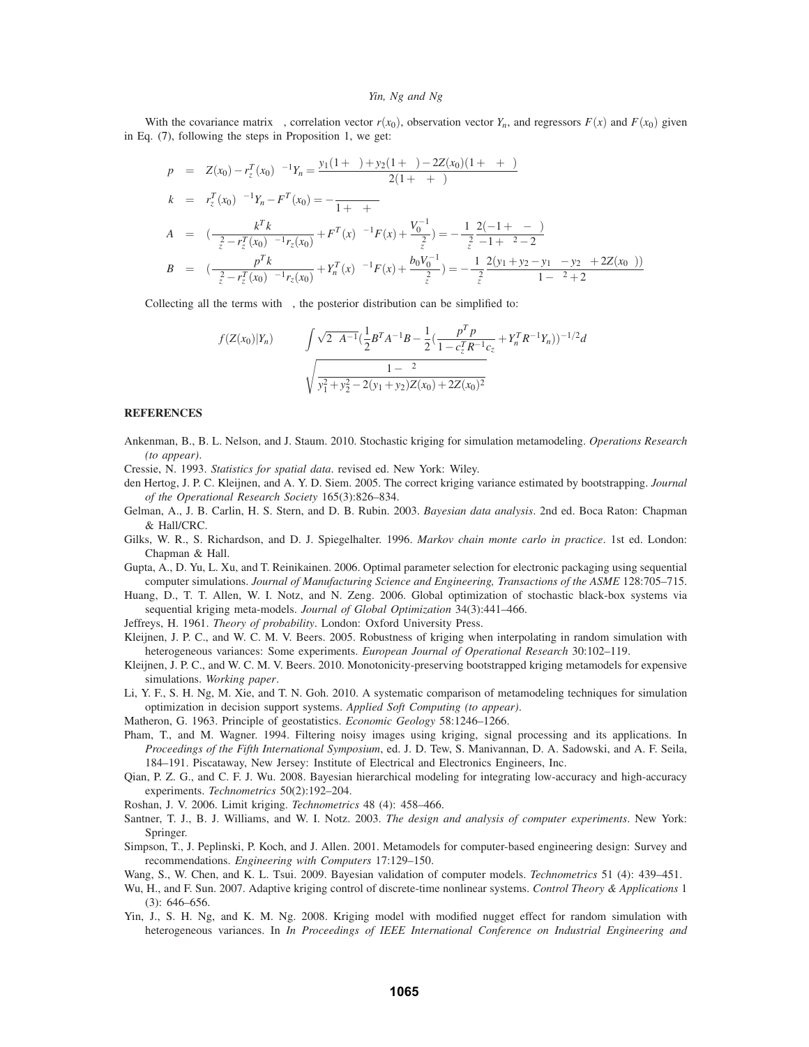With the covariance matrix $\Sigma$, correlation vector $r(x_0)$, observation vector $Y_n$, and regressors $F(x)$ and $F(x_0)$ given in Eq. (7), following the steps in Proposition 1, we get:

$$
\begin{aligned}
p &= Z(x_0) - r_z^T(x_0)\Sigma^{-1}Y_n = \frac{y_1(1+\rho) + y_2(1+\rho) - 2Z(x_0)(1+\rho+\tau)}{2(1+\rho+\tau)} \\
k &= r_z^T(x_0)\Sigma^{-1}Y_n - F^T(x_0) = -\frac{\tau}{1+\rho+\tau} \\
A &= \left(\frac{k^T k}{\sigma_z^2 - r_z^T(x_0)\Sigma^{-1}r_z(x_0)} + F^T(x)\Sigma^{-1}F(x) + \frac{V_0^{-1}}{\sigma_z^2}\right) = -\frac{1}{\sigma_z^2}\frac{2(-1+\rho-\tau)}{-1+\rho^2-2\tau} \\
B &= \left(\frac{p^T k}{\sigma_z^2 - r_z^T(x_0)\Sigma^{-1}r_z(x_0)} + Y_n^T(x)\Sigma^{-1}F(x) + \frac{b_0 V_0^{-1}}{\sigma_z^2}\right) = -\frac{1}{\sigma_z^2}\frac{2(y_1 + y_2 - y_1\rho - y_2\rho + 2Z(x_0)\tau)}{1-\rho^2+2\tau}
\end{aligned}
$$

Collecting all the terms with $\sigma_z$, the posterior distribution can be simplified to:

$$
\begin{aligned}
f(Z(x_0)|Y_n) &\propto \int \sqrt{2\pi A^{-1}}\left(\frac{1}{2}B^T A^{-1}B - \frac{1}{2}\left(\frac{p^T p}{1 - c_z^T R^{-1} c_z} + Y_n^T R^{-1} Y_n\right)\right)^{-1/2} d\sigma_z \\
&\propto \sqrt{\frac{1-\rho^2}{y_1^2 + y_2^2 - 2(y_1+y_2)Z(x_0) + 2Z(x_0)^2}}
\end{aligned}
$$

## REFERENCES

Ankenman, B., B. L. Nelson, and J. Staum. 2010. Stochastic kriging for simulation metamodeling. *Operations Research (to appear)*.

Cressie, N. 1993. *Statistics for spatial data*. revised ed. New York: Wiley.

den Hertog, J. P. C. Kleijnen, and A. Y. D. Siem. 2005. The correct kriging variance estimated by bootstrapping. *Journal of the Operational Research Society* 165(3):826–834.

Gelman, A., J. B. Carlin, H. S. Stern, and D. B. Rubin. 2003. *Bayesian data analysis*. 2nd ed. Boca Raton: Chapman & Hall/CRC.

Gilks, W. R., S. Richardson, and D. J. Spiegelhalter. 1996. *Markov chain monte carlo in practice*. 1st ed. London: Chapman & Hall.

Gupta, A., D. Yu, L. Xu, and T. Reinikainen. 2006. Optimal parameter selection for electronic packaging using sequential computer simulations. *Journal of Manufacturing Science and Engineering, Transactions of the ASME* 128:705–715.

Huang, D., T. T. Allen, W. I. Notz, and N. Zeng. 2006. Global optimization of stochastic black-box systems via sequential kriging meta-models. *Journal of Global Optimization* 34(3):441–466.

Jeffreys, H. 1961. *Theory of probability*. London: Oxford University Press.

Kleijnen, J. P. C., and W. C. M. V. Beers. 2005. Robustness of kriging when interpolating in random simulation with heterogeneous variances: Some experiments. *European Journal of Operational Research* 30:102–119.

Kleijnen, J. P. C., and W. C. M. V. Beers. 2010. Monotonicity-preserving bootstrapped kriging metamodels for expensive simulations. *Working paper*.

Li, Y. F., S. H. Ng, M. Xie, and T. N. Goh. 2010. A systematic comparison of metamodeling techniques for simulation optimization in decision support systems. *Applied Soft Computing (to appear)*.

Matheron, G. 1963. Principle of geostatistics. *Economic Geology* 58:1246–1266.

Pham, T., and M. Wagner. 1994. Filtering noisy images using kriging, signal processing and its applications. In *Proceedings of the Fifth International Symposium*, ed. J. D. Tew, S. Manivannan, D. A. Sadowski, and A. F. Seila, 184–191. Piscataway, New Jersey: Institute of Electrical and Electronics Engineers, Inc.

Qian, P. Z. G., and C. F. J. Wu. 2008. Bayesian hierarchical modeling for integrating low-accuracy and high-accuracy experiments. *Technometrics* 50(2):192–204.

Roshan, J. V. 2006. Limit kriging. *Technometrics* 48 (4): 458–466.

Santner, T. J., B. J. Williams, and W. I. Notz. 2003. *The design and analysis of computer experiments*. New York: Springer.

Simpson, T., J. Peplinski, P. Koch, and J. Allen. 2001. Metamodels for computer-based engineering design: Survey and recommendations. *Engineering with Computers* 17:129–150.

Wang, S., W. Chen, and K. L. Tsui. 2009. Bayesian validation of computer models. *Technometrics* 51 (4): 439–451.

Wu, H., and F. Sun. 2007. Adaptive kriging control of discrete-time nonlinear systems. *Control Theory & Applications* 1 (3): 646–656.

Yin, J., S. H. Ng, and K. M. Ng. 2008. Kriging model with modified nugget effect for random simulation with heterogeneous variances. In *In Proceedings of IEEE International Conference on Industrial Engineering and*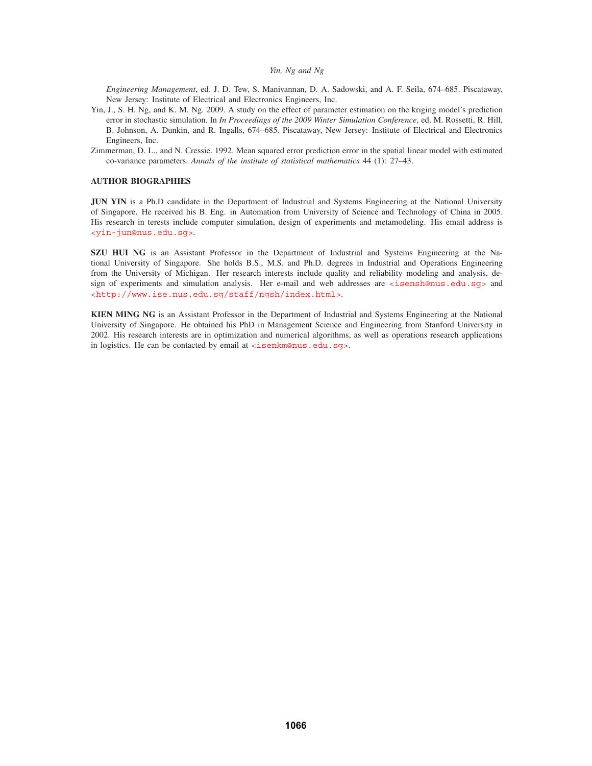*Engineering Management*, ed. J. D. Tew, S. Manivannan, D. A. Sadowski, and A. F. Seila, 674–685. Piscataway, New Jersey: Institute of Electrical and Electronics Engineers, Inc.

Yin, J., S. H. Ng, and K. M. Ng. 2009. A study on the effect of parameter estimation on the kriging model's prediction error in stochastic simulation. In *In Proceedings of the 2009 Winter Simulation Conference*, ed. M. Rossetti, R. Hill, B. Johnson, A. Dunkin, and R. Ingalls, 674–685. Piscataway, New Jersey: Institute of Electrical and Electronics Engineers, Inc.

Zimmerman, D. L., and N. Cressie. 1992. Mean squared error prediction error in the spatial linear model with estimated co-variance parameters. *Annals of the institute of statistical mathematics* 44 (1): 27–43.

## AUTHOR BIOGRAPHIES

**JUN YIN** is a Ph.D candidate in the Department of Industrial and Systems Engineering at the National University of Singapore. He received his B. Eng. in Automation from University of Science and Technology of China in 2005. His research in terests include computer simulation, design of experiments and metamodeling. His email address is <yin-jun@nus.edu.sg>.

**SZU HUI NG** is an Assistant Professor in the Department of Industrial and Systems Engineering at the National University of Singapore. She holds B.S., M.S. and Ph.D. degrees in Industrial and Operations Engineering from the University of Michigan. Her research interests include quality and reliability modeling and analysis, design of experiments and simulation analysis. Her e-mail and web addresses are <isensh@nus.edu.sg> and <http://www.ise.nus.edu.sg/staff/ngsh/index.html>.

**KIEN MING NG** is an Assistant Professor in the Department of Industrial and Systems Engineering at the National University of Singapore. He obtained his PhD in Management Science and Engineering from Stanford University in 2002. His research interests are in optimization and numerical algorithms, as well as operations research applications in logistics. He can be contacted by email at <isenkm@nus.edu.sg>.